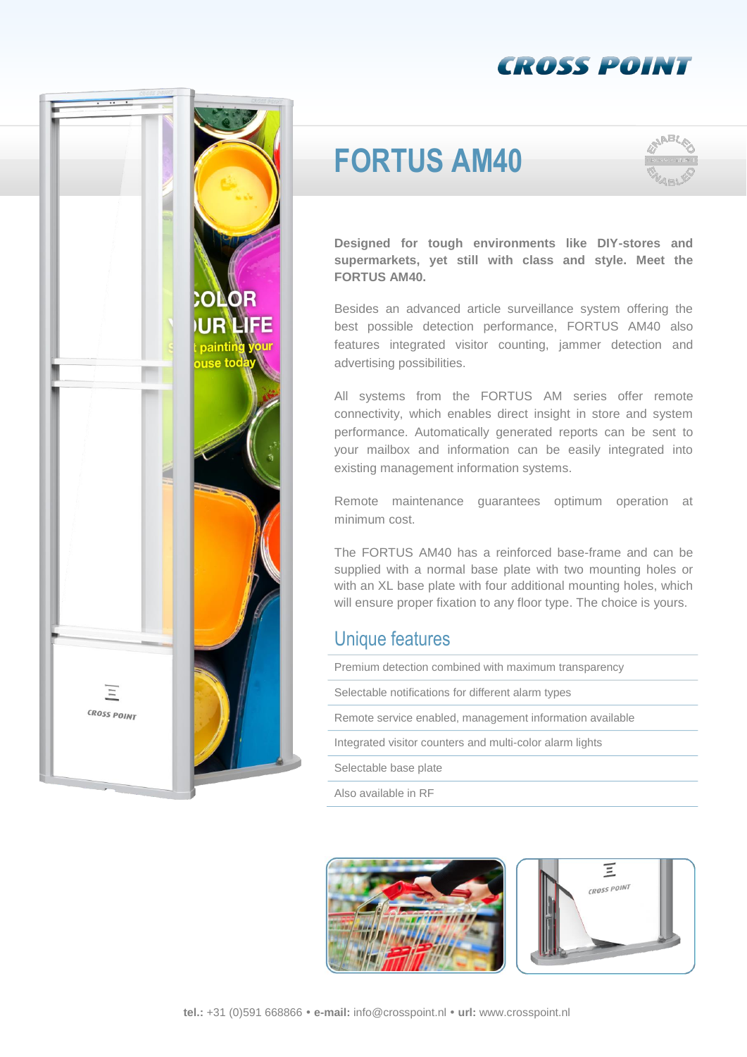# FORTUS AM40

**Designed for tough environments like DIY-stores and supermarkets, yet still with class and style. Meet the FORTUS AM40.**

Besides an advanced article surveillance system offering the best possible detection performance, FORTUS AM40 also features integrated visitor counting, jammer detection and advertising possibilities.

All systems from the FORTUS AM series offer remote connectivity, which enables direct insight in store and system performance. Automatically generated reports can be sent to your mailbox and information can be easily integrated into existing management information systems.

Remote maintenance guarantees optimum operation at minimum cost.

The FORTUS AM40 has a reinforced base-frame and can be supplied with a normal base plate with two mounting holes or with an XL base plate with four additional mounting holes, which will ensure proper fixation to any floor type. The choice is yours.

## Unique features

- Premium detection combined with maximum transparency
- Selectable notifications for different alarm types
- Remote service enabled, management information available
- Integrated visitor counters and multi-color alarm lights
- Selectable base plate
- Also available in RF

**tel.:** +31 (0)591 668866 • **e-mail:** info@crosspoint.nl • **url:** www.crosspoint.nl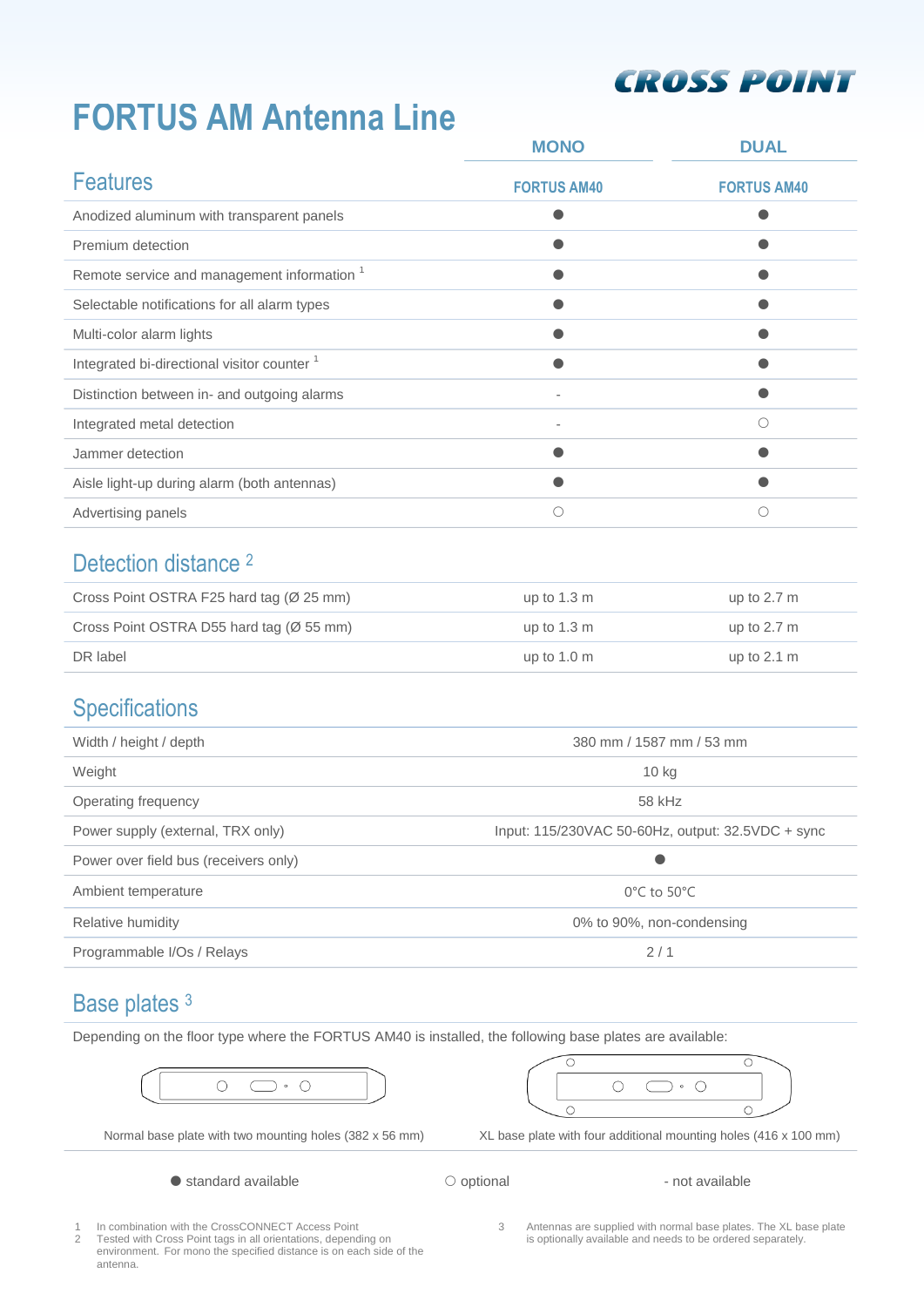CROSS POINT

# FORTUS AM Antenna Line

| | MONO | DUAL |
|---|---|---|
| **Features** | **FORTUS AM40** | **FORTUS AM40** |
| Anodized aluminum with transparent panels | ● | ● |
| Premium detection | ● | ● |
| Remote service and management information [1] | ● | ● |
| Selectable notifications for all alarm types | ● | ● |
| Multi-color alarm lights | ● | ● |
| Integrated bi-directional visitor counter [1] | ● | ● |
| Distinction between in- and outgoing alarms | - | ● |
| Integrated metal detection | - | ○ |
| Jammer detection | ● | ● |
| Aisle light-up during alarm (both antennas) | ● | ● |
| Advertising panels | ○ | ○ |

## Detection distance [2]

| | | |
|---|---|---|
| Cross Point OSTRA F25 hard tag (Ø 25 mm) | up to 1.3 m | up to 2.7 m |
| Cross Point OSTRA D55 hard tag (Ø 55 mm) | up to 1.3 m | up to 2.7 m |
| DR label | up to 1.0 m | up to 2.1 m |

## Specifications

| | |
|---|---|
| Width / height / depth | 380 mm / 1587 mm / 53 mm |
| Weight | 10 kg |
| Operating frequency | 58 kHz |
| Power supply (external, TRX only) | Input: 115/230VAC 50-60Hz, output: 32.5VDC + sync |
| Power over field bus (receivers only) | ● |
| Ambient temperature | 0°C to 50°C |
| Relative humidity | 0% to 90%, non-condensing |
| Programmable I/Os / Relays | 2 / 1 |

## Base plates [3]

Depending on the floor type where the FORTUS AM40 is installed, the following base plates are available:

Normal base plate with two mounting holes (382 x 56 mm)

XL base plate with four additional mounting holes (416 x 100 mm)

● standard available ○ optional - not available

1 In combination with the CrossCONNECT Access Point
2 Tested with Cross Point tags in all orientations, depending on environment. For mono the specified distance is on each side of the antenna.
3 Antennas are supplied with normal base plates. The XL base plate is optionally available and needs to be ordered separately.